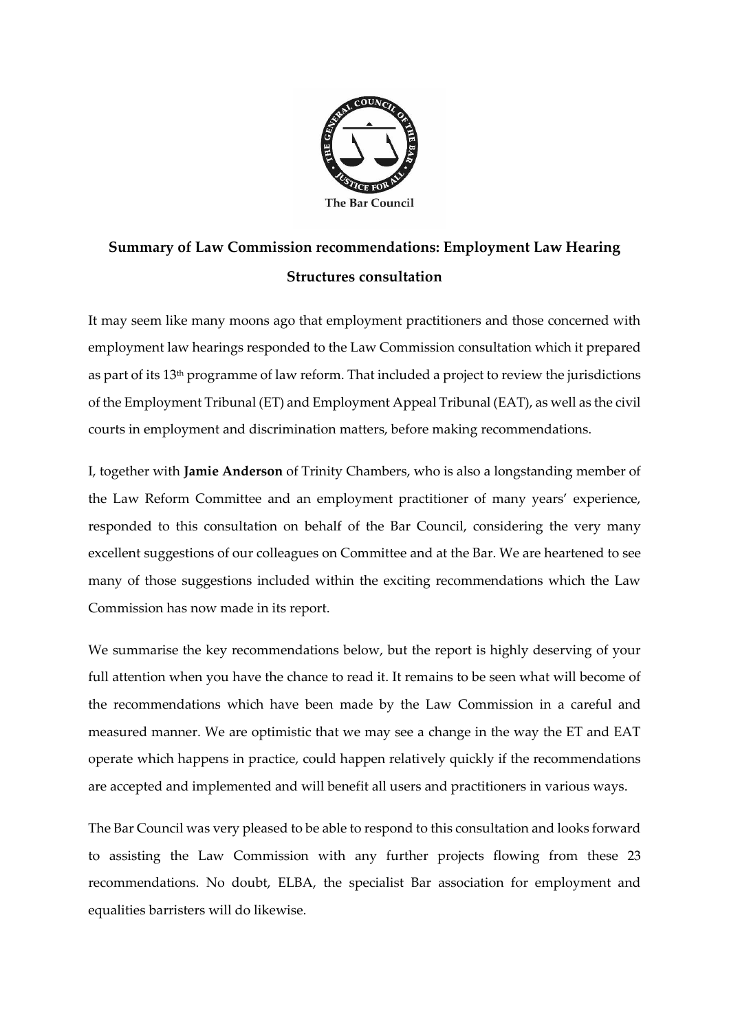The Bar Council

# Summary of Law Commission recommendations: Employment Law Hearing Structures consultation

It may seem like many moons ago that employment practitioners and those concerned with employment law hearings responded to the Law Commission consultation which it prepared as part of its 13th programme of law reform. That included a project to review the jurisdictions of the Employment Tribunal (ET) and Employment Appeal Tribunal (EAT), as well as the civil courts in employment and discrimination matters, before making recommendations.

I, together with **Jamie Anderson** of Trinity Chambers, who is also a longstanding member of the Law Reform Committee and an employment practitioner of many years' experience, responded to this consultation on behalf of the Bar Council, considering the very many excellent suggestions of our colleagues on Committee and at the Bar. We are heartened to see many of those suggestions included within the exciting recommendations which the Law Commission has now made in its report.

We summarise the key recommendations below, but the report is highly deserving of your full attention when you have the chance to read it. It remains to be seen what will become of the recommendations which have been made by the Law Commission in a careful and measured manner. We are optimistic that we may see a change in the way the ET and EAT operate which happens in practice, could happen relatively quickly if the recommendations are accepted and implemented and will benefit all users and practitioners in various ways.

The Bar Council was very pleased to be able to respond to this consultation and looks forward to assisting the Law Commission with any further projects flowing from these 23 recommendations. No doubt, ELBA, the specialist Bar association for employment and equalities barristers will do likewise.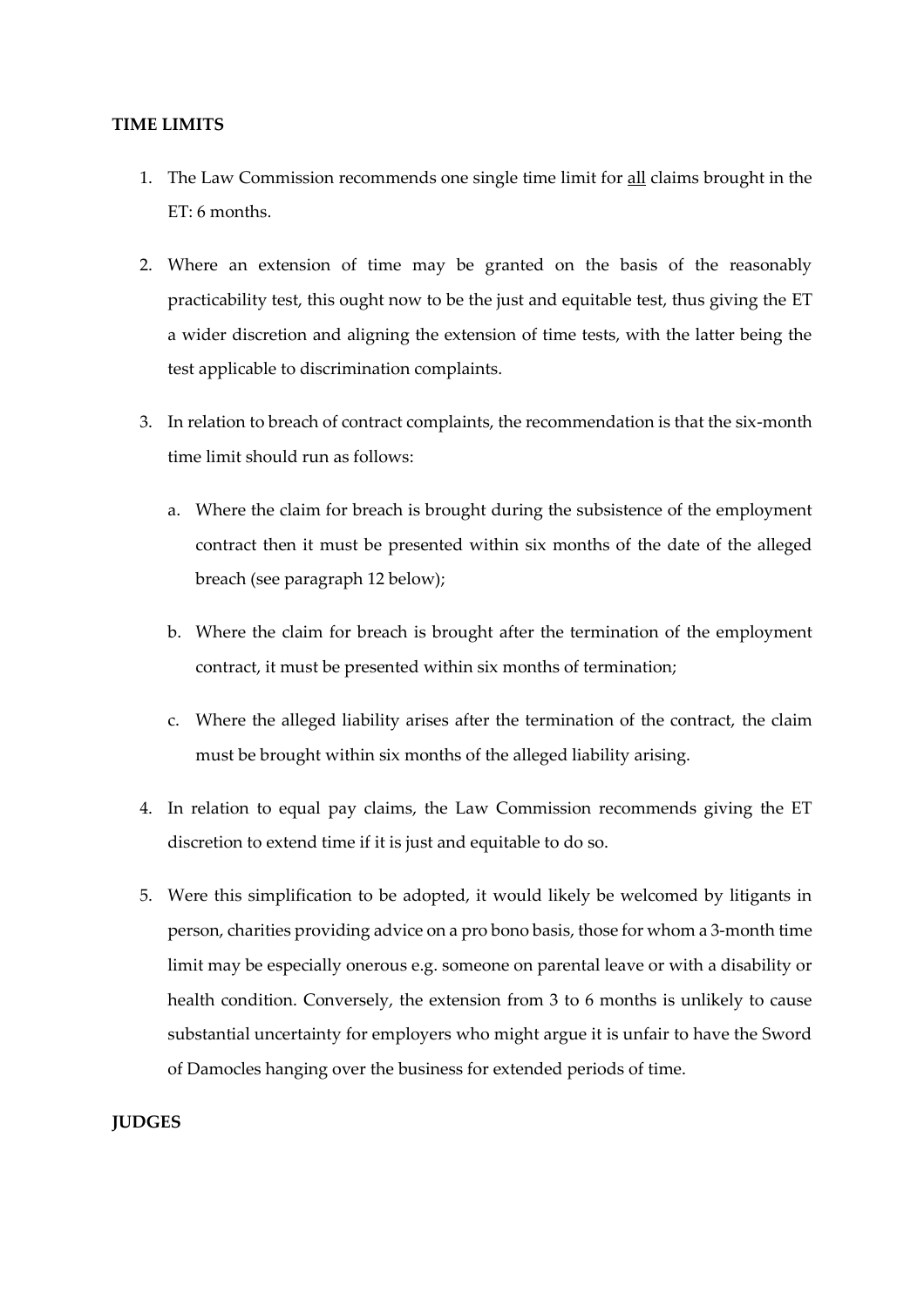**TIME LIMITS**

1. The Law Commission recommends one single time limit for <u>all</u> claims brought in the ET: 6 months.

2. Where an extension of time may be granted on the basis of the reasonably practicability test, this ought now to be the just and equitable test, thus giving the ET a wider discretion and aligning the extension of time tests, with the latter being the test applicable to discrimination complaints.

3. In relation to breach of contract complaints, the recommendation is that the six-month time limit should run as follows:

   a. Where the claim for breach is brought during the subsistence of the employment contract then it must be presented within six months of the date of the alleged breach (see paragraph 12 below);

   b. Where the claim for breach is brought after the termination of the employment contract, it must be presented within six months of termination;

   c. Where the alleged liability arises after the termination of the contract, the claim must be brought within six months of the alleged liability arising.

4. In relation to equal pay claims, the Law Commission recommends giving the ET discretion to extend time if it is just and equitable to do so.

5. Were this simplification to be adopted, it would likely be welcomed by litigants in person, charities providing advice on a pro bono basis, those for whom a 3-month time limit may be especially onerous e.g. someone on parental leave or with a disability or health condition. Conversely, the extension from 3 to 6 months is unlikely to cause substantial uncertainty for employers who might argue it is unfair to have the Sword of Damocles hanging over the business for extended periods of time.

**JUDGES**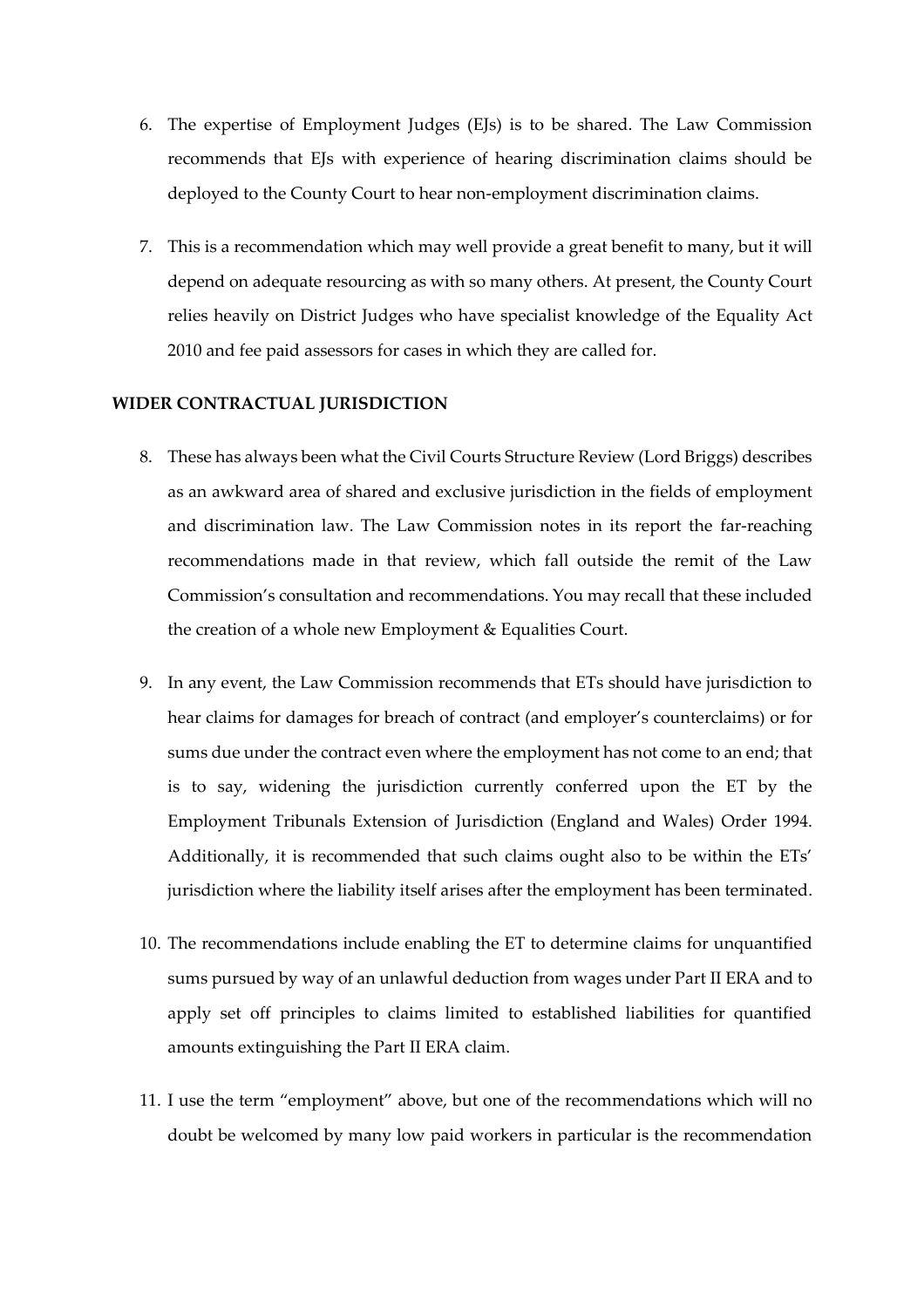6. The expertise of Employment Judges (EJs) is to be shared. The Law Commission recommends that EJs with experience of hearing discrimination claims should be deployed to the County Court to hear non-employment discrimination claims.

7. This is a recommendation which may well provide a great benefit to many, but it will depend on adequate resourcing as with so many others. At present, the County Court relies heavily on District Judges who have specialist knowledge of the Equality Act 2010 and fee paid assessors for cases in which they are called for.

**WIDER CONTRACTUAL JURISDICTION**

8. These has always been what the Civil Courts Structure Review (Lord Briggs) describes as an awkward area of shared and exclusive jurisdiction in the fields of employment and discrimination law. The Law Commission notes in its report the far-reaching recommendations made in that review, which fall outside the remit of the Law Commission's consultation and recommendations. You may recall that these included the creation of a whole new Employment & Equalities Court.

9. In any event, the Law Commission recommends that ETs should have jurisdiction to hear claims for damages for breach of contract (and employer's counterclaims) or for sums due under the contract even where the employment has not come to an end; that is to say, widening the jurisdiction currently conferred upon the ET by the Employment Tribunals Extension of Jurisdiction (England and Wales) Order 1994. Additionally, it is recommended that such claims ought also to be within the ETs' jurisdiction where the liability itself arises after the employment has been terminated.

10. The recommendations include enabling the ET to determine claims for unquantified sums pursued by way of an unlawful deduction from wages under Part II ERA and to apply set off principles to claims limited to established liabilities for quantified amounts extinguishing the Part II ERA claim.

11. I use the term "employment" above, but one of the recommendations which will no doubt be welcomed by many low paid workers in particular is the recommendation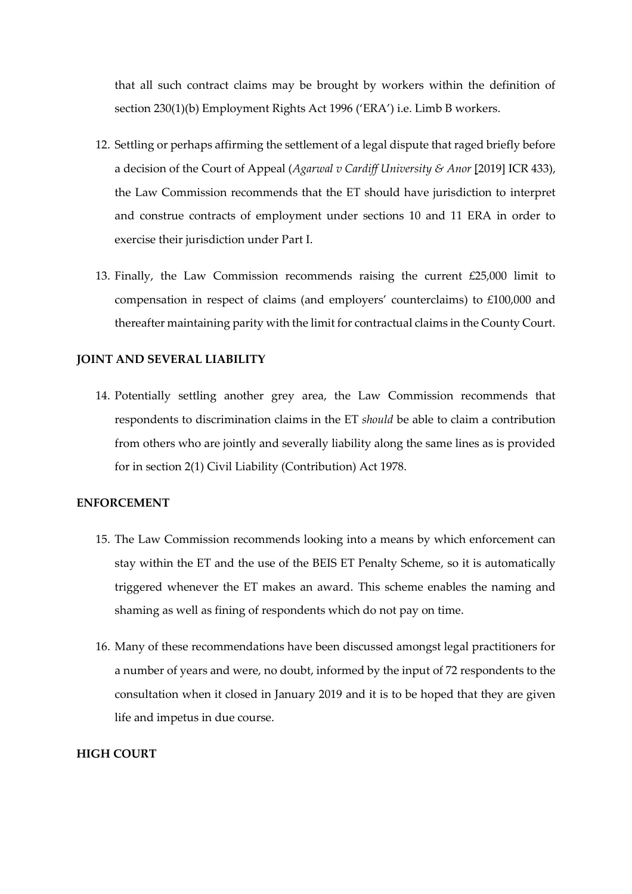that all such contract claims may be brought by workers within the definition of section 230(1)(b) Employment Rights Act 1996 ('ERA') i.e. Limb B workers.

12. Settling or perhaps affirming the settlement of a legal dispute that raged briefly before a decision of the Court of Appeal (*Agarwal v Cardiff University & Anor* [2019] ICR 433), the Law Commission recommends that the ET should have jurisdiction to interpret and construe contracts of employment under sections 10 and 11 ERA in order to exercise their jurisdiction under Part I.

13. Finally, the Law Commission recommends raising the current £25,000 limit to compensation in respect of claims (and employers' counterclaims) to £100,000 and thereafter maintaining parity with the limit for contractual claims in the County Court.

**JOINT AND SEVERAL LIABILITY**

14. Potentially settling another grey area, the Law Commission recommends that respondents to discrimination claims in the ET *should* be able to claim a contribution from others who are jointly and severally liability along the same lines as is provided for in section 2(1) Civil Liability (Contribution) Act 1978.

**ENFORCEMENT**

15. The Law Commission recommends looking into a means by which enforcement can stay within the ET and the use of the BEIS ET Penalty Scheme, so it is automatically triggered whenever the ET makes an award. This scheme enables the naming and shaming as well as fining of respondents which do not pay on time.

16. Many of these recommendations have been discussed amongst legal practitioners for a number of years and were, no doubt, informed by the input of 72 respondents to the consultation when it closed in January 2019 and it is to be hoped that they are given life and impetus in due course.

**HIGH COURT**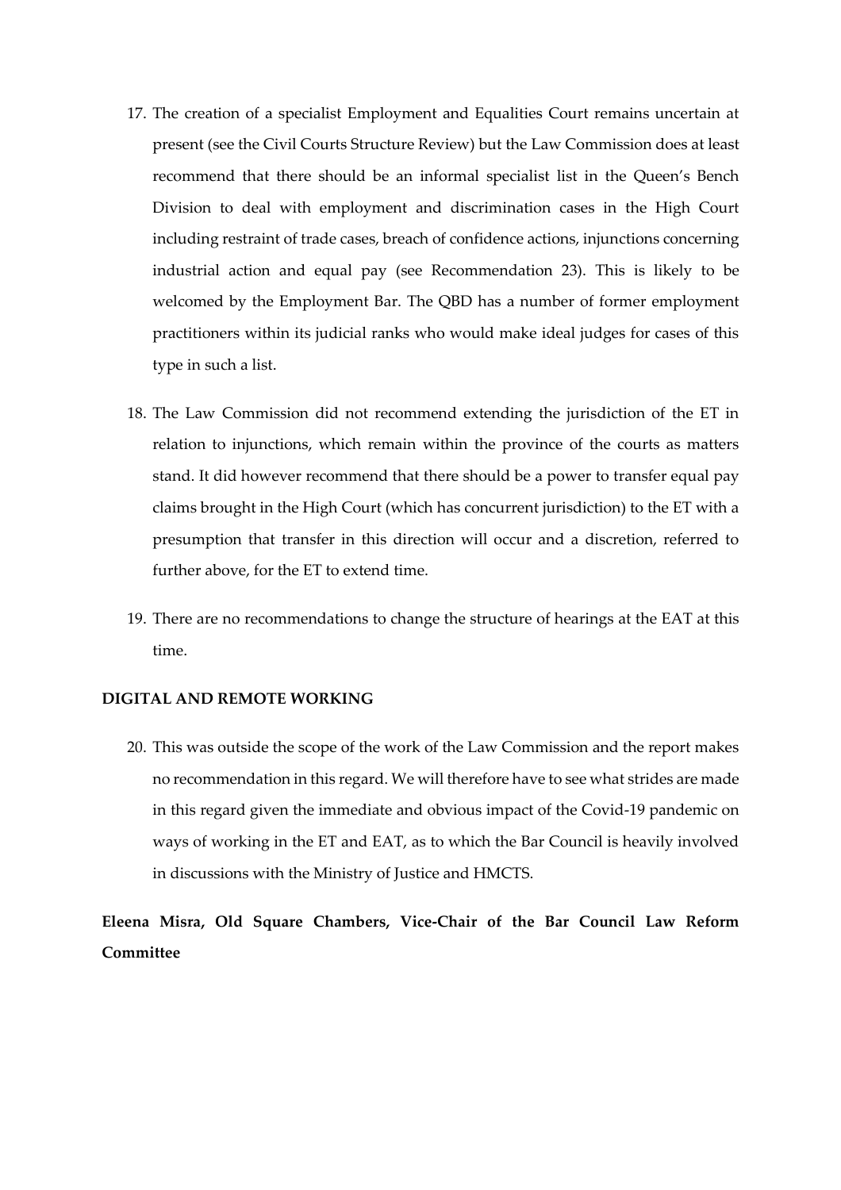17. The creation of a specialist Employment and Equalities Court remains uncertain at present (see the Civil Courts Structure Review) but the Law Commission does at least recommend that there should be an informal specialist list in the Queen's Bench Division to deal with employment and discrimination cases in the High Court including restraint of trade cases, breach of confidence actions, injunctions concerning industrial action and equal pay (see Recommendation 23). This is likely to be welcomed by the Employment Bar. The QBD has a number of former employment practitioners within its judicial ranks who would make ideal judges for cases of this type in such a list.

18. The Law Commission did not recommend extending the jurisdiction of the ET in relation to injunctions, which remain within the province of the courts as matters stand. It did however recommend that there should be a power to transfer equal pay claims brought in the High Court (which has concurrent jurisdiction) to the ET with a presumption that transfer in this direction will occur and a discretion, referred to further above, for the ET to extend time.

19. There are no recommendations to change the structure of hearings at the EAT at this time.

**DIGITAL AND REMOTE WORKING**

20. This was outside the scope of the work of the Law Commission and the report makes no recommendation in this regard. We will therefore have to see what strides are made in this regard given the immediate and obvious impact of the Covid-19 pandemic on ways of working in the ET and EAT, as to which the Bar Council is heavily involved in discussions with the Ministry of Justice and HMCTS.

**Eleena Misra, Old Square Chambers, Vice-Chair of the Bar Council Law Reform Committee**